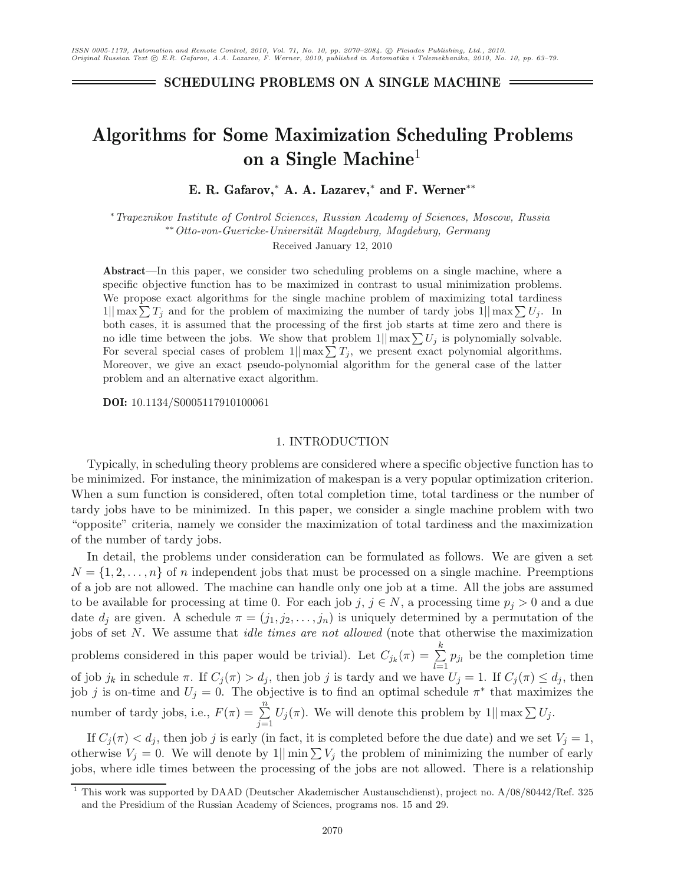SCHEDULING PROBLEMS ON A SINGLE MACHINE

# Algorithms for Some Maximization Scheduling Problems on a Single Machine[1]

**E. R. Gafarov,* A. A. Lazarev,* and F. Werner****

*\*Trapeznikov Institute of Control Sciences, Russian Academy of Sciences, Moscow, Russia*
*\*\*Otto-von-Guericke-Universität Magdeburg, Magdeburg, Germany*

Received January 12, 2010

**Abstract**—In this paper, we consider two scheduling problems on a single machine, where a specific objective function has to be maximized in contrast to usual minimization problems. We propose exact algorithms for the single machine problem of maximizing total tardiness $1||\max\sum T_j$ and for the problem of maximizing the number of tardy jobs $1||\max\sum U_j$. In both cases, it is assumed that the processing of the first job starts at time zero and there is no idle time between the jobs. We show that problem $1||\max\sum U_j$ is polynomially solvable. For several special cases of problem $1||\max\sum T_j$, we present exact polynomial algorithms. Moreover, we give an exact pseudo-polynomial algorithm for the general case of the latter problem and an alternative exact algorithm.

**DOI:** 10.1134/S0005117910100061

## 1. INTRODUCTION

Typically, in scheduling theory problems are considered where a specific objective function has to be minimized. For instance, the minimization of makespan is a very popular optimization criterion. When a sum function is considered, often total completion time, total tardiness or the number of tardy jobs have to be minimized. In this paper, we consider a single machine problem with two "opposite" criteria, namely we consider the maximization of total tardiness and the maximization of the number of tardy jobs.

In detail, the problems under consideration can be formulated as follows. We are given a set $N = \{1, 2, \ldots, n\}$ of $n$ independent jobs that must be processed on a single machine. Preemptions of a job are not allowed. The machine can handle only one job at a time. All the jobs are assumed to be available for processing at time 0. For each job $j$, $j \in N$, a processing time $p_j > 0$ and a due date $d_j$ are given. A schedule $\pi = (j_1, j_2, \ldots, j_n)$ is uniquely determined by a permutation of the jobs of set $N$. We assume that *idle times are not allowed* (note that otherwise the maximization problems considered in this paper would be trivial). Let $C_{j_k}(\pi) = \sum_{l=1}^{k} p_{j_l}$ be the completion time of job $j_k$ in schedule $\pi$. If $C_j(\pi) > d_j$, then job $j$ is tardy and we have $U_j = 1$. If $C_j(\pi) \le d_j$, then job $j$ is on-time and $U_j = 0$. The objective is to find an optimal schedule $\pi^*$ that maximizes the number of tardy jobs, i.e., $F(\pi) = \sum_{j=1}^{n} U_j(\pi)$. We will denote this problem by $1||\max\sum U_j$.

If $C_j(\pi) < d_j$, then job $j$ is early (in fact, it is completed before the due date) and we set $V_j = 1$, otherwise $V_j = 0$. We will denote by $1||\min\sum V_j$ the problem of minimizing the number of early jobs, where idle times between the processing of the jobs are not allowed. There is a relationship

[1] This work was supported by DAAD (Deutscher Akademischer Austauschdienst), project no. A/08/80442/Ref. 325 and the Presidium of the Russian Academy of Sciences, programs nos. 15 and 29.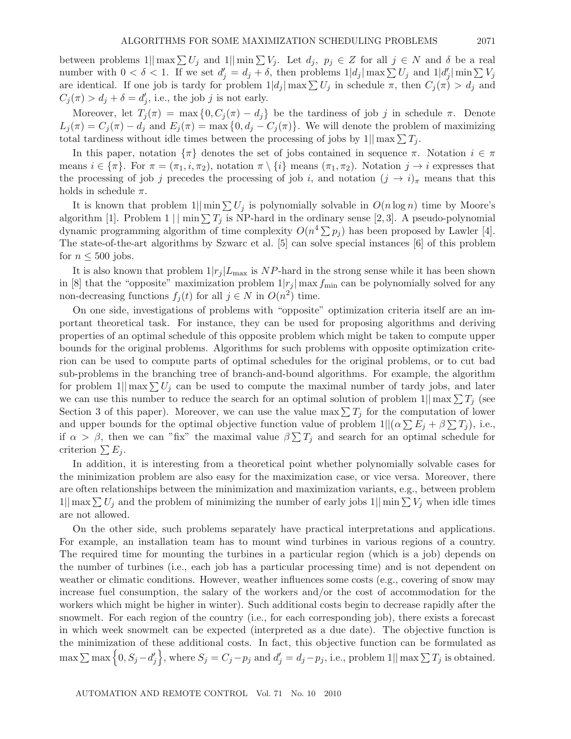between problems $1||\max\sum U_j$ and $1||\min\sum V_j$. Let $d_j,\ p_j \in Z$ for all $j \in N$ and $\delta$ be a real number with $0 < \delta < 1$. If we set $d'_j = d_j + \delta$, then problems $1|d_j|\max\sum U_j$ and $1|d'_j|\min\sum V_j$ are identical. If one job is tardy for problem $1|d_j|\max\sum U_j$ in schedule $\pi$, then $C_j(\pi) > d_j$ and $C_j(\pi) > d_j + \delta = d'_j$, i.e., the job $j$ is not early.

Moreover, let $T_j(\pi) = \max\{0, C_j(\pi) - d_j\}$ be the tardiness of job $j$ in schedule $\pi$. Denote $L_j(\pi) = C_j(\pi) - d_j$ and $E_j(\pi) = \max\{0, d_j - C_j(\pi)\}$. We will denote the problem of maximizing total tardiness without idle times between the processing of jobs by $1||\max\sum T_j$.

In this paper, notation $\{\pi\}$ denotes the set of jobs contained in sequence $\pi$. Notation $i \in \pi$ means $i \in \{\pi\}$. For $\pi = (\pi_1, i, \pi_2)$, notation $\pi \setminus \{i\}$ means $(\pi_1, \pi_2)$. Notation $j \to i$ expresses that the processing of job $j$ precedes the processing of job $i$, and notation $(j \to i)_\pi$ means that this holds in schedule $\pi$.

It is known that problem $1||\min\sum U_j$ is polynomially solvable in $O(n\log n)$ time by Moore's algorithm [1]. Problem $1\,||\min\sum T_j$ is NP-hard in the ordinary sense [2, 3]. A pseudo-polynomial dynamic programming algorithm of time complexity $O(n^4\sum p_j)$ has been proposed by Lawler [4]. The state-of-the-art algorithms by Szwarc et al. [5] can solve special instances [6] of this problem for $n \leq 500$ jobs.

It is also known that problem $1|r_j|L_{\max}$ is $NP$-hard in the strong sense while it has been shown in [8] that the "opposite" maximization problem $1|r_j|\max f_{\min}$ can be polynomially solved for any non-decreasing functions $f_j(t)$ for all $j \in N$ in $O(n^2)$ time.

On one side, investigations of problems with "opposite" optimization criteria itself are an important theoretical task. For instance, they can be used for proposing algorithms and deriving properties of an optimal schedule of this opposite problem which might be taken to compute upper bounds for the original problems. Algorithms for such problems with opposite optimization criterion can be used to compute parts of optimal schedules for the original problems, or to cut bad sub-problems in the branching tree of branch-and-bound algorithms. For example, the algorithm for problem $1||\max\sum U_j$ can be used to compute the maximal number of tardy jobs, and later we can use this number to reduce the search for an optimal solution of problem $1||\max\sum T_j$ (see Section 3 of this paper). Moreover, we can use the value $\max\sum T_j$ for the computation of lower and upper bounds for the optimal objective function value of problem $1||(\alpha\sum E_j + \beta\sum T_j)$, i.e., if $\alpha > \beta$, then we can "fix" the maximal value $\beta\sum T_j$ and search for an optimal schedule for criterion $\sum E_j$.

In addition, it is interesting from a theoretical point whether polynomially solvable cases for the minimization problem are also easy for the maximization case, or vice versa. Moreover, there are often relationships between the minimization and maximization variants, e.g., between problem $1||\max\sum U_j$ and the problem of minimizing the number of early jobs $1||\min\sum V_j$ when idle times are not allowed.

On the other side, such problems separately have practical interpretations and applications. For example, an installation team has to mount wind turbines in various regions of a country. The required time for mounting the turbines in a particular region (which is a job) depends on the number of turbines (i.e., each job has a particular processing time) and is not dependent on weather or climatic conditions. However, weather influences some costs (e.g., covering of snow may increase fuel consumption, the salary of the workers and/or the cost of accommodation for the workers which might be higher in winter). Such additional costs begin to decrease rapidly after the snowmelt. For each region of the country (i.e., for each corresponding job), there exists a forecast in which week snowmelt can be expected (interpreted as a due date). The objective function is the minimization of these additional costs. In fact, this objective function can be formulated as $\max\sum\max\left\{0, S_j - d'_j\right\}$, where $S_j = C_j - p_j$ and $d'_j = d_j - p_j$, i.e., problem $1||\max\sum T_j$ is obtained.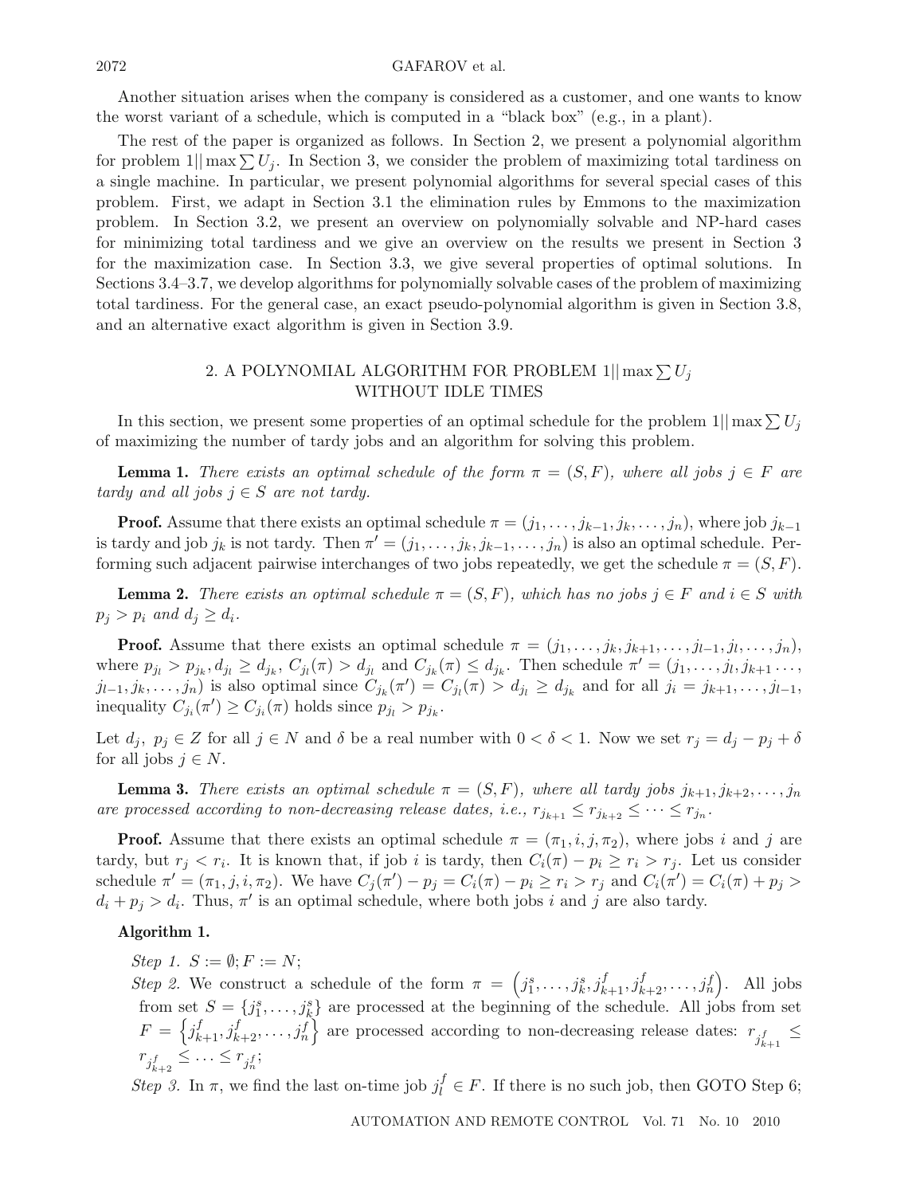Another situation arises when the company is considered as a customer, and one wants to know the worst variant of a schedule, which is computed in a "black box" (e.g., in a plant).

The rest of the paper is organized as follows. In Section 2, we present a polynomial algorithm for problem $1||\max \sum U_j$. In Section 3, we consider the problem of maximizing total tardiness on a single machine. In particular, we present polynomial algorithms for several special cases of this problem. First, we adapt in Section 3.1 the elimination rules by Emmons to the maximization problem. In Section 3.2, we present an overview on polynomially solvable and NP-hard cases for minimizing total tardiness and we give an overview on the results we present in Section 3 for the maximization case. In Section 3.3, we give several properties of optimal solutions. In Sections 3.4–3.7, we develop algorithms for polynomially solvable cases of the problem of maximizing total tardiness. For the general case, an exact pseudo-polynomial algorithm is given in Section 3.8, and an alternative exact algorithm is given in Section 3.9.

## 2. A POLYNOMIAL ALGORITHM FOR PROBLEM $1||\max \sum U_j$ WITHOUT IDLE TIMES

In this section, we present some properties of an optimal schedule for the problem $1||\max \sum U_j$ of maximizing the number of tardy jobs and an algorithm for solving this problem.

**Lemma 1.** *There exists an optimal schedule of the form $\pi = (S, F)$, where all jobs $j \in F$ are tardy and all jobs $j \in S$ are not tardy.*

**Proof.** Assume that there exists an optimal schedule $\pi = (j_1, \ldots, j_{k-1}, j_k, \ldots, j_n)$, where job $j_{k-1}$ is tardy and job $j_k$ is not tardy. Then $\pi' = (j_1, \ldots, j_k, j_{k-1}, \ldots, j_n)$ is also an optimal schedule. Performing such adjacent pairwise interchanges of two jobs repeatedly, we get the schedule $\pi = (S, F)$.

**Lemma 2.** *There exists an optimal schedule $\pi = (S, F)$, which has no jobs $j \in F$ and $i \in S$ with $p_j > p_i$ and $d_j \geq d_i$.*

**Proof.** Assume that there exists an optimal schedule $\pi = (j_1, \ldots, j_k, j_{k+1}, \ldots, j_{l-1}, j_l, \ldots, j_n)$, where $p_{j_l} > p_{j_k}, d_{j_l} \geq d_{j_k}$, $C_{j_l}(\pi) > d_{j_l}$ and $C_{j_k}(\pi) \leq d_{j_k}$. Then schedule $\pi' = (j_1, \ldots, j_l, j_{k+1} \ldots, j_{l-1}, j_k, \ldots, j_n)$ is also optimal since $C_{j_k}(\pi') = C_{j_l}(\pi) > d_{j_l} \geq d_{j_k}$ and for all $j_i = j_{k+1}, \ldots, j_{l-1}$, inequality $C_{j_i}(\pi') \geq C_{j_i}(\pi)$ holds since $p_{j_l} > p_{j_k}$.

Let $d_j,\ p_j \in Z$ for all $j \in N$ and $\delta$ be a real number with $0 < \delta < 1$. Now we set $r_j = d_j - p_j + \delta$ for all jobs $j \in N$.

**Lemma 3.** *There exists an optimal schedule $\pi = (S, F)$, where all tardy jobs $j_{k+1}, j_{k+2}, \ldots, j_n$ are processed according to non-decreasing release dates, i.e., $r_{j_{k+1}} \leq r_{j_{k+2}} \leq \cdots \leq r_{j_n}$.*

**Proof.** Assume that there exists an optimal schedule $\pi = (\pi_1, i, j, \pi_2)$, where jobs $i$ and $j$ are tardy, but $r_j < r_i$. It is known that, if job $i$ is tardy, then $C_i(\pi) - p_i \geq r_i > r_j$. Let us consider schedule $\pi' = (\pi_1, j, i, \pi_2)$. We have $C_j(\pi') - p_j = C_i(\pi) - p_i \geq r_i > r_j$ and $C_i(\pi') = C_i(\pi) + p_j > d_i + p_j > d_i$. Thus, $\pi'$ is an optimal schedule, where both jobs $i$ and $j$ are also tardy.

**Algorithm 1.**

*Step 1.* $S := \emptyset; F := N$;

*Step 2.* We construct a schedule of the form $\pi = \left(j_1^s, \ldots, j_k^s, j_{k+1}^f, j_{k+2}^f, \ldots, j_n^f\right)$. All jobs from set $S = \{j_1^s, \ldots, j_k^s\}$ are processed at the beginning of the schedule. All jobs from set $F = \left\{j_{k+1}^f, j_{k+2}^f, \ldots, j_n^f\right\}$ are processed according to non-decreasing release dates: $r_{j_{k+1}^f} \leq r_{j_{k+2}^f} \leq \ldots \leq r_{j_n^f}$;

*Step 3.* In $\pi$, we find the last on-time job $j_l^f \in F$. If there is no such job, then GOTO Step 6;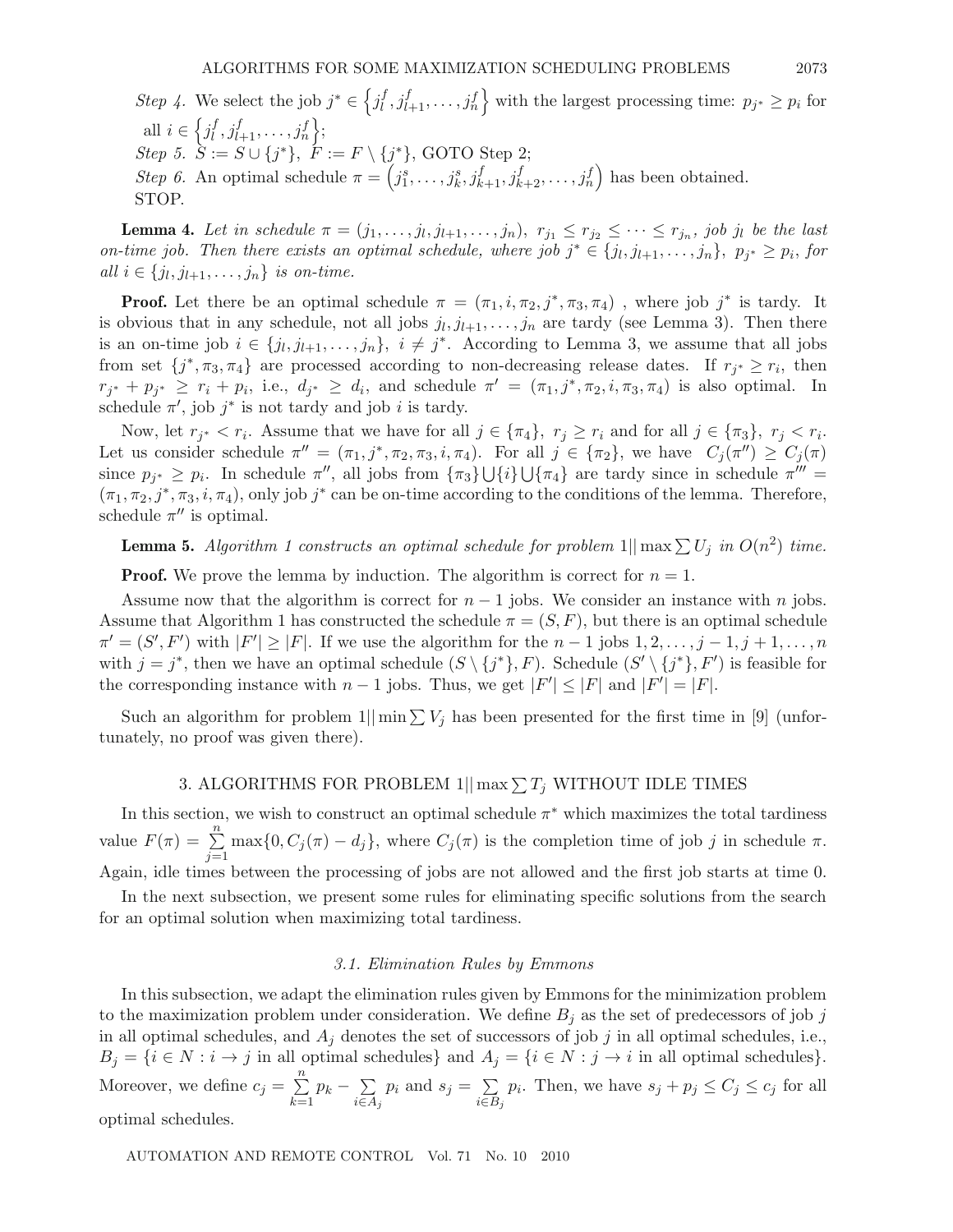*Step 4.* We select the job $j^* \in \left\{j_l^f, j_{l+1}^f, \ldots, j_n^f\right\}$ with the largest processing time: $p_{j^*} \geq p_i$ for all $i \in \left\{j_l^f, j_{l+1}^f, \ldots, j_n^f\right\}$;

*Step 5.* $S := S \cup \{j^*\}$, $F := F \setminus \{j^*\}$, GOTO Step 2;

*Step 6.* An optimal schedule $\pi = \left(j_1^s, \ldots, j_k^s, j_{k+1}^f, j_{k+2}^f, \ldots, j_n^f\right)$ has been obtained. STOP.

**Lemma 4.** *Let in schedule $\pi = (j_1, \ldots, j_l, j_{l+1}, \ldots, j_n)$, $r_{j_1} \leq r_{j_2} \leq \cdots \leq r_{j_n}$, job $j_l$ be the last on-time job. Then there exists an optimal schedule, where job $j^* \in \{j_l, j_{l+1}, \ldots, j_n\}$, $p_{j^*} \geq p_i$, for all $i \in \{j_l, j_{l+1}, \ldots, j_n\}$ is on-time.*

**Proof.** Let there be an optimal schedule $\pi = (\pi_1, i, \pi_2, j^*, \pi_3, \pi_4)$ , where job $j^*$ is tardy. It is obvious that in any schedule, not all jobs $j_l, j_{l+1}, \ldots, j_n$ are tardy (see Lemma 3). Then there is an on-time job $i \in \{j_l, j_{l+1}, \ldots, j_n\}$, $i \neq j^*$. According to Lemma 3, we assume that all jobs from set $\{j^*, \pi_3, \pi_4\}$ are processed according to non-decreasing release dates. If $r_{j^*} \geq r_i$, then $r_{j^*} + p_{j^*} \geq r_i + p_i$, i.e., $d_{j^*} \geq d_i$, and schedule $\pi' = (\pi_1, j^*, \pi_2, i, \pi_3, \pi_4)$ is also optimal. In schedule $\pi'$, job $j^*$ is not tardy and job $i$ is tardy.

Now, let $r_{j^*} < r_i$. Assume that we have for all $j \in \{\pi_4\}$, $r_j \geq r_i$ and for all $j \in \{\pi_3\}$, $r_j < r_i$. Let us consider schedule $\pi'' = (\pi_1, j^*, \pi_2, \pi_3, i, \pi_4)$. For all $j \in \{\pi_2\}$, we have $C_j(\pi'') \geq C_j(\pi)$ since $p_{j^*} \geq p_i$. In schedule $\pi''$, all jobs from $\{\pi_3\} \bigcup \{i\} \bigcup \{\pi_4\}$ are tardy since in schedule $\pi''' = (\pi_1, \pi_2, j^*, \pi_3, i, \pi_4)$, only job $j^*$ can be on-time according to the conditions of the lemma. Therefore, schedule $\pi''$ is optimal.

**Lemma 5.** *Algorithm 1 constructs an optimal schedule for problem $1||\max \sum U_j$ in $O(n^2)$ time.*

**Proof.** We prove the lemma by induction. The algorithm is correct for $n = 1$.

Assume now that the algorithm is correct for $n-1$ jobs. We consider an instance with $n$ jobs. Assume that Algorithm 1 has constructed the schedule $\pi = (S, F)$, but there is an optimal schedule $\pi' = (S', F')$ with $|F'| \geq |F|$. If we use the algorithm for the $n-1$ jobs $1, 2, \ldots, j-1, j+1, \ldots, n$ with $j = j^*$, then we have an optimal schedule $(S \setminus \{j^*\}, F)$. Schedule $(S' \setminus \{j^*\}, F')$ is feasible for the corresponding instance with $n-1$ jobs. Thus, we get $|F'| \leq |F|$ and $|F'| = |F|$.

Such an algorithm for problem $1||\min \sum V_j$ has been presented for the first time in [9] (unfortunately, no proof was given there).

## 3. ALGORITHMS FOR PROBLEM $1||\max \sum T_j$ WITHOUT IDLE TIMES

In this section, we wish to construct an optimal schedule $\pi^*$ which maximizes the total tardiness value $F(\pi) = \sum_{j=1}^{n} \max\{0, C_j(\pi) - d_j\}$, where $C_j(\pi)$ is the completion time of job $j$ in schedule $\pi$. Again, idle times between the processing of jobs are not allowed and the first job starts at time 0.

In the next subsection, we present some rules for eliminating specific solutions from the search for an optimal solution when maximizing total tardiness.

### *3.1. Elimination Rules by Emmons*

In this subsection, we adapt the elimination rules given by Emmons for the minimization problem to the maximization problem under consideration. We define $B_j$ as the set of predecessors of job $j$ in all optimal schedules, and $A_j$ denotes the set of successors of job $j$ in all optimal schedules, i.e., $B_j = \{i \in N : i \to j \text{ in all optimal schedules}\}$ and $A_j = \{i \in N : j \to i \text{ in all optimal schedules}\}$. Moreover, we define $c_j = \sum_{k=1}^{n} p_k - \sum_{i \in A_j} p_i$ and $s_j = \sum_{i \in B_j} p_i$. Then, we have $s_j + p_j \leq C_j \leq c_j$ for all optimal schedules.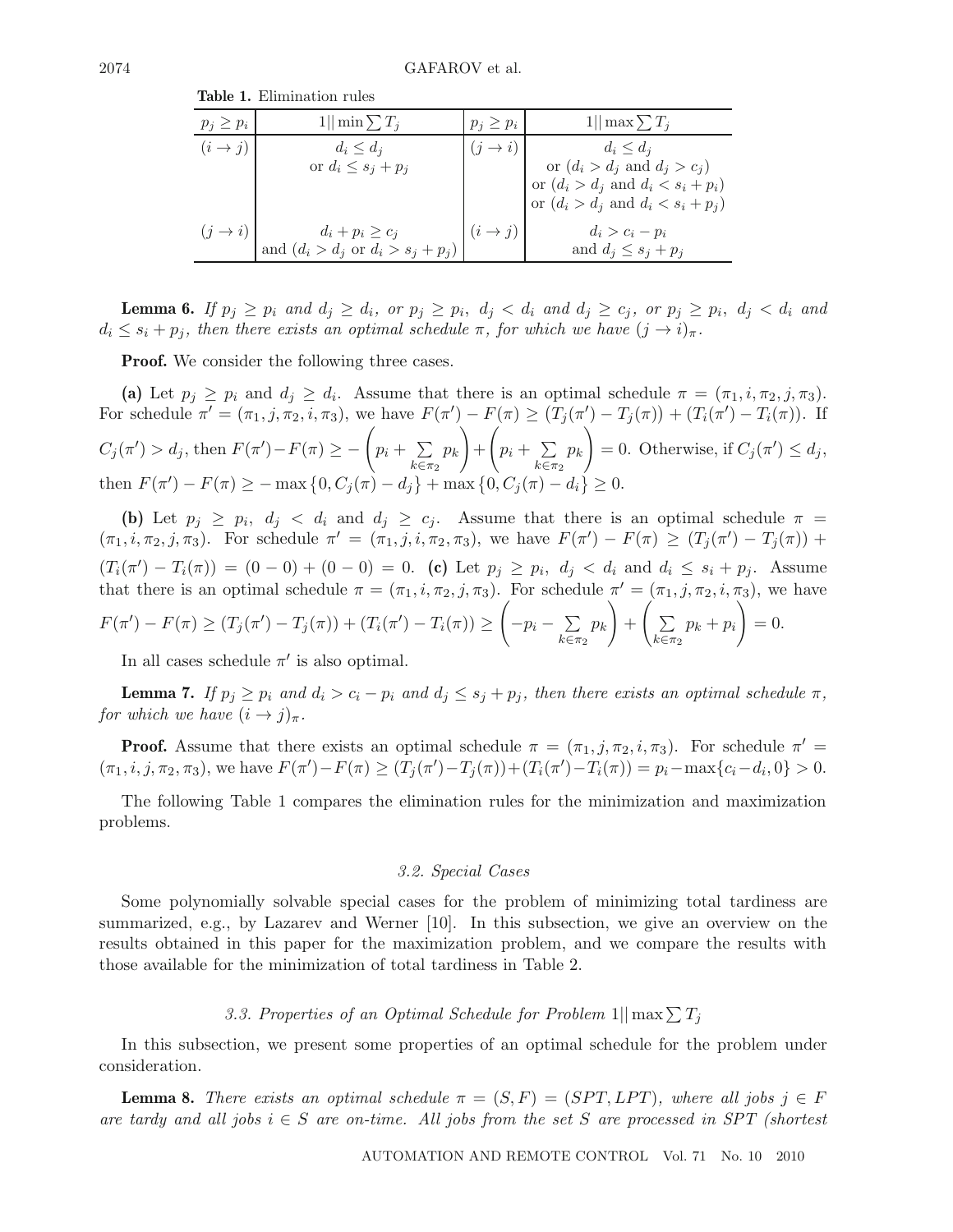**Table 1.** Elimination rules

| $p_j \geq p_i$ | $1\|\| \min \sum T_j$ | $p_j \geq p_i$ | $1\|\| \max \sum T_j$ |
|---|---|---|---|
| $(i \to j)$ | $d_i \leq d_j$ or $d_i \leq s_j + p_j$ | $(j \to i)$ | $d_i \leq d_j$ or ($d_i > d_j$ and $d_j > c_j$) or ($d_i > d_j$ and $d_i < s_i + p_i$) or ($d_i > d_j$ and $d_i < s_i + p_j$) |
| $(j \to i)$ | $d_i + p_i \geq c_j$ and ($d_i > d_j$ or $d_i > s_j + p_j$) | $(i \to j)$ | $d_i > c_i - p_i$ and $d_j \leq s_j + p_j$ |

**Lemma 6.** *If $p_j \geq p_i$ and $d_j \geq d_i$, or $p_j \geq p_i$, $d_j < d_i$ and $d_j \geq c_j$, or $p_j \geq p_i$, $d_j < d_i$ and $d_i \leq s_i + p_j$, then there exists an optimal schedule $\pi$, for which we have $(j \to i)_\pi$.*

**Proof.** We consider the following three cases.

**(a)** Let $p_j \geq p_i$ and $d_j \geq d_i$. Assume that there is an optimal schedule $\pi = (\pi_1, i, \pi_2, j, \pi_3)$. For schedule $\pi' = (\pi_1, j, \pi_2, i, \pi_3)$, we have $F(\pi') - F(\pi) \geq (T_j(\pi') - T_j(\pi)) + (T_i(\pi') - T_i(\pi))$. If $C_j(\pi') > d_j$, then $F(\pi') - F(\pi) \geq -\left(p_i + \sum\limits_{k \in \pi_2} p_k\right) + \left(p_i + \sum\limits_{k \in \pi_2} p_k\right) = 0$. Otherwise, if $C_j(\pi') \leq d_j$, then $F(\pi') - F(\pi) \geq -\max\{0, C_j(\pi) - d_j\} + \max\{0, C_j(\pi) - d_i\} \geq 0$.

**(b)** Let $p_j \geq p_i$, $d_j < d_i$ and $d_j \geq c_j$. Assume that there is an optimal schedule $\pi = (\pi_1, i, \pi_2, j, \pi_3)$. For schedule $\pi' = (\pi_1, j, i, \pi_2, \pi_3)$, we have $F(\pi') - F(\pi) \geq (T_j(\pi') - T_j(\pi)) + (T_i(\pi') - T_i(\pi)) = (0 - 0) + (0 - 0) = 0$. **(c)** Let $p_j \geq p_i$, $d_j < d_i$ and $d_i \leq s_i + p_j$. Assume that there is an optimal schedule $\pi = (\pi_1, i, \pi_2, j, \pi_3)$. For schedule $\pi' = (\pi_1, j, \pi_2, i, \pi_3)$, we have $F(\pi') - F(\pi) \geq (T_j(\pi') - T_j(\pi)) + (T_i(\pi') - T_i(\pi)) \geq \left(-p_i - \sum\limits_{k \in \pi_2} p_k\right) + \left(\sum\limits_{k \in \pi_2} p_k + p_i\right) = 0$.

In all cases schedule $\pi'$ is also optimal.

**Lemma 7.** *If $p_j \geq p_i$ and $d_i > c_i - p_i$ and $d_j \leq s_j + p_j$, then there exists an optimal schedule $\pi$, for which we have $(i \to j)_\pi$.*

**Proof.** Assume that there exists an optimal schedule $\pi = (\pi_1, j, \pi_2, i, \pi_3)$. For schedule $\pi' = (\pi_1, i, j, \pi_2, \pi_3)$, we have $F(\pi') - F(\pi) \geq (T_j(\pi') - T_j(\pi)) + (T_i(\pi') - T_i(\pi)) = p_i - \max\{c_i - d_i, 0\} > 0$.

The following Table 1 compares the elimination rules for the minimization and maximization problems.

### 3.2. Special Cases

Some polynomially solvable special cases for the problem of minimizing total tardiness are summarized, e.g., by Lazarev and Werner [10]. In this subsection, we give an overview on the results obtained in this paper for the maximization problem, and we compare the results with those available for the minimization of total tardiness in Table 2.

### 3.3. Properties of an Optimal Schedule for Problem $1|| \max \sum T_j$

In this subsection, we present some properties of an optimal schedule for the problem under consideration.

**Lemma 8.** *There exists an optimal schedule $\pi = (S, F) = (SPT, LPT)$, where all jobs $j \in F$ are tardy and all jobs $i \in S$ are on-time. All jobs from the set $S$ are processed in SPT (shortest*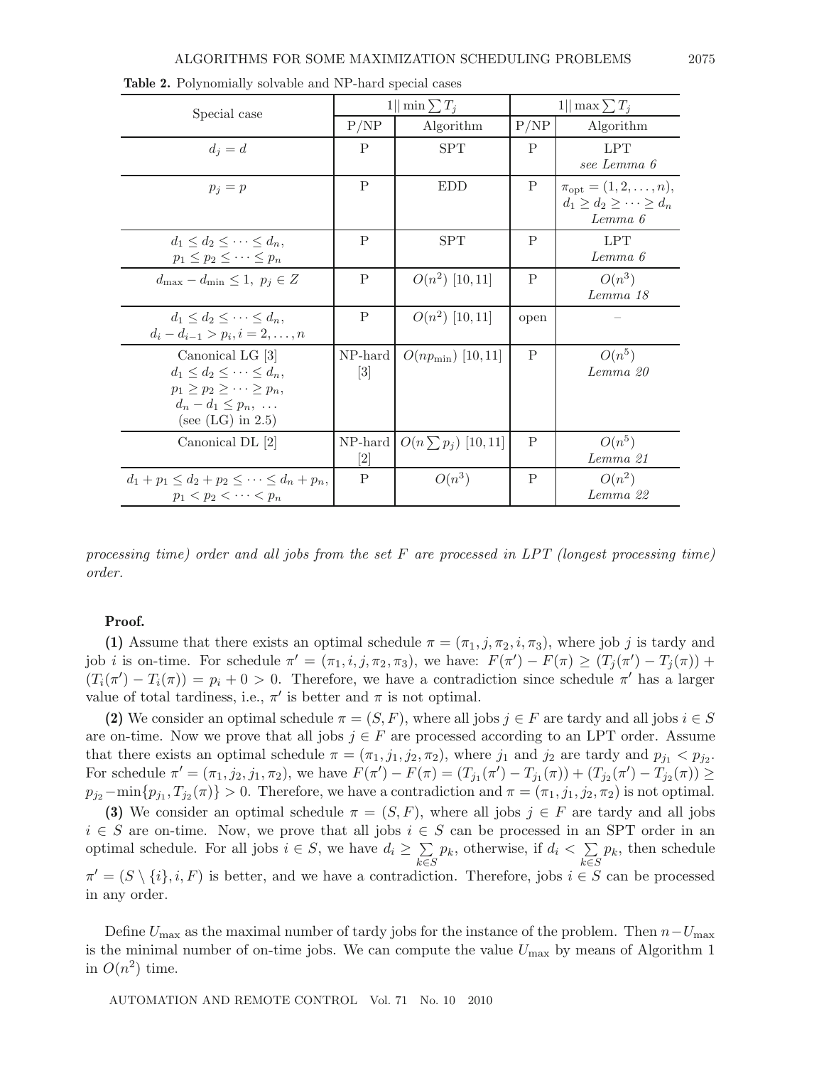**Table 2.** Polynomially solvable and NP-hard special cases

| Special case | $1\|\|\min \sum T_j$ | | $1\|\|\max \sum T_j$ | |
|---|---|---|---|---|
| | P/NP | Algorithm | P/NP | Algorithm |
| $d_j = d$ | P | SPT | P | LPT *see Lemma 6* |
| $p_j = p$ | P | EDD | P | $\pi_{\text{opt}} = (1, 2, \dots, n)$, $d_1 \geq d_2 \geq \dots \geq d_n$ *Lemma 6* |
| $d_1 \leq d_2 \leq \dots \leq d_n$, $p_1 \leq p_2 \leq \dots \leq p_n$ | P | SPT | P | LPT *Lemma 6* |
| $d_{\max} - d_{\min} \leq 1,\ p_j \in Z$ | P | $O(n^2)$ [10, 11] | P | $O(n^3)$ *Lemma 18* |
| $d_1 \leq d_2 \leq \dots \leq d_n$, $d_i - d_{i-1} > p_i, i = 2, \dots, n$ | P | $O(n^2)$ [10, 11] | open | – |
| Canonical LG [3] $d_1 \leq d_2 \leq \dots \leq d_n$, $p_1 \geq p_2 \geq \dots \geq p_n$, $d_n - d_1 \leq p_n$, ... (see (LG) in 2.5) | NP-hard [3] | $O(np_{\min})$ [10, 11] | P | $O(n^5)$ *Lemma 20* |
| Canonical DL [2] | NP-hard [2] | $O(n \sum p_j)$ [10, 11] | P | $O(n^5)$ *Lemma 21* |
| $d_1 + p_1 \leq d_2 + p_2 \leq \dots \leq d_n + p_n$, $p_1 < p_2 < \dots < p_n$ | P | $O(n^3)$ | P | $O(n^2)$ *Lemma 22* |

*processing time) order and all jobs from the set $F$ are processed in LPT (longest processing time) order.*

**Proof.**

**(1)** Assume that there exists an optimal schedule $\pi = (\pi_1, j, \pi_2, i, \pi_3)$, where job $j$ is tardy and job $i$ is on-time. For schedule $\pi' = (\pi_1, i, j, \pi_2, \pi_3)$, we have: $F(\pi') - F(\pi) \geq (T_j(\pi') - T_j(\pi)) + (T_i(\pi') - T_i(\pi)) = p_i + 0 > 0$. Therefore, we have a contradiction since schedule $\pi'$ has a larger value of total tardiness, i.e., $\pi'$ is better and $\pi$ is not optimal.

**(2)** We consider an optimal schedule $\pi = (S, F)$, where all jobs $j \in F$ are tardy and all jobs $i \in S$ are on-time. Now we prove that all jobs $j \in F$ are processed according to an LPT order. Assume that there exists an optimal schedule $\pi = (\pi_1, j_1, j_2, \pi_2)$, where $j_1$ and $j_2$ are tardy and $p_{j_1} < p_{j_2}$. For schedule $\pi' = (\pi_1, j_2, j_1, \pi_2)$, we have $F(\pi') - F(\pi) = (T_{j_1}(\pi') - T_{j_1}(\pi)) + (T_{j_2}(\pi') - T_{j_2}(\pi)) \geq p_{j_2} - \min\{p_{j_1}, T_{j_2}(\pi)\} > 0$. Therefore, we have a contradiction and $\pi = (\pi_1, j_1, j_2, \pi_2)$ is not optimal.

**(3)** We consider an optimal schedule $\pi = (S, F)$, where all jobs $j \in F$ are tardy and all jobs $i \in S$ are on-time. Now, we prove that all jobs $i \in S$ can be processed in an SPT order in an optimal schedule. For all jobs $i \in S$, we have $d_i \geq \sum_{k \in S} p_k$, otherwise, if $d_i < \sum_{k \in S} p_k$, then schedule $\pi' = (S \setminus \{i\}, i, F)$ is better, and we have a contradiction. Therefore, jobs $i \in S$ can be processed in any order.

Define $U_{\max}$ as the maximal number of tardy jobs for the instance of the problem. Then $n - U_{\max}$ is the minimal number of on-time jobs. We can compute the value $U_{\max}$ by means of Algorithm 1 in $O(n^2)$ time.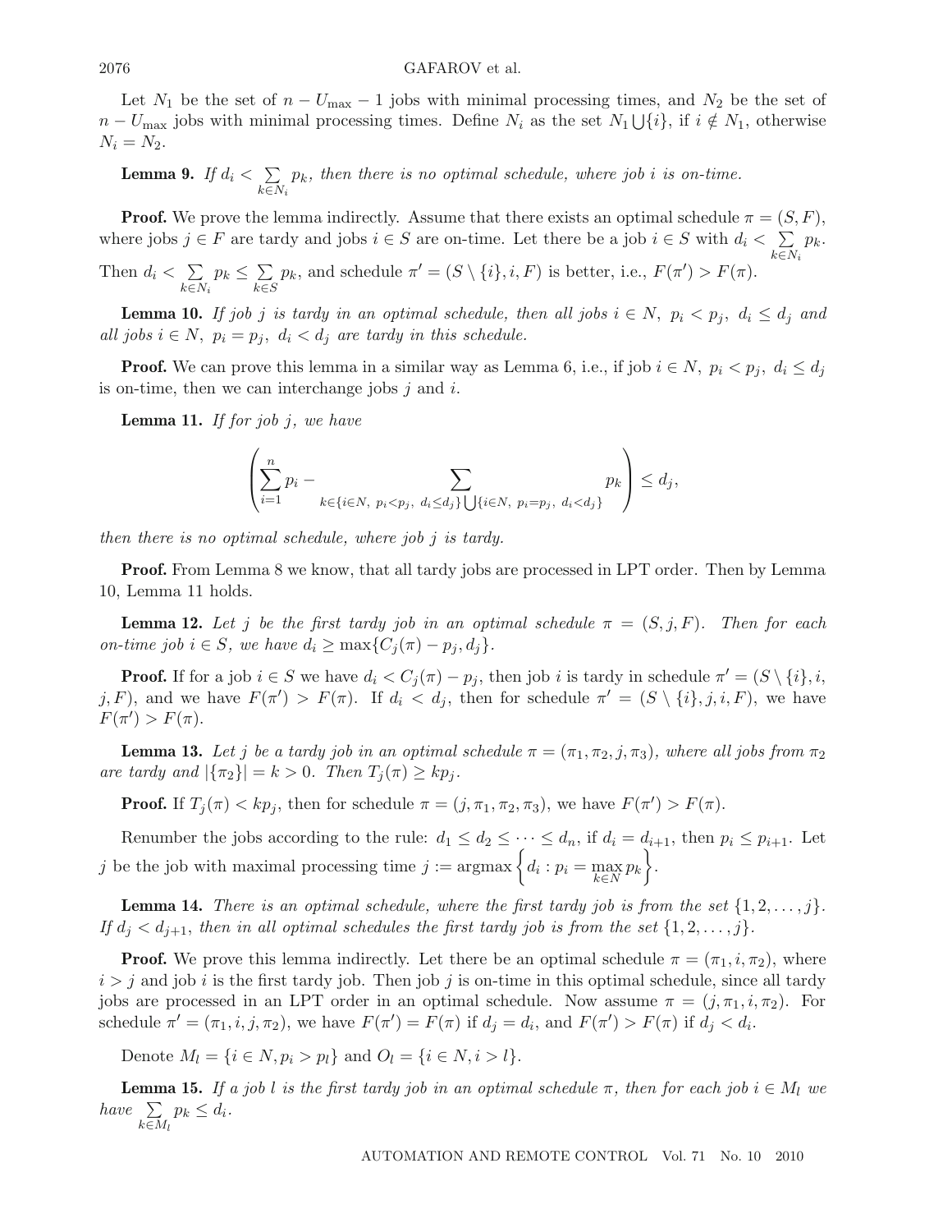Let $N_1$ be the set of $n - U_{\max} - 1$ jobs with minimal processing times, and $N_2$ be the set of $n - U_{\max}$ jobs with minimal processing times. Define $N_i$ as the set $N_1 \bigcup \{i\}$, if $i \notin N_1$, otherwise $N_i = N_2$.

**Lemma 9.** *If $d_i < \sum\limits_{k \in N_i} p_k$, then there is no optimal schedule, where job $i$ is on-time.*

**Proof.** We prove the lemma indirectly. Assume that there exists an optimal schedule $\pi = (S, F)$, where jobs $j \in F$ are tardy and jobs $i \in S$ are on-time. Let there be a job $i \in S$ with $d_i < \sum\limits_{k \in N_i} p_k$. Then $d_i < \sum\limits_{k \in N_i} p_k \leq \sum\limits_{k \in S} p_k$, and schedule $\pi' = (S \setminus \{i\}, i, F)$ is better, i.e., $F(\pi') > F(\pi)$.

**Lemma 10.** *If job $j$ is tardy in an optimal schedule, then all jobs $i \in N,\ p_i < p_j,\ d_i \leq d_j$ and all jobs $i \in N,\ p_i = p_j,\ d_i < d_j$ are tardy in this schedule.*

**Proof.** We can prove this lemma in a similar way as Lemma 6, i.e., if job $i \in N,\ p_i < p_j,\ d_i \leq d_j$ is on-time, then we can interchange jobs $j$ and $i$.

**Lemma 11.** *If for job $j$, we have*

$$\left( \sum_{i=1}^{n} p_i - \sum_{k \in \{i \in N,\ p_i < p_j,\ d_i \leq d_j\} \bigcup \{i \in N,\ p_i = p_j,\ d_i < d_j\}} p_k \right) \leq d_j,$$

*then there is no optimal schedule, where job $j$ is tardy.*

**Proof.** From Lemma 8 we know, that all tardy jobs are processed in LPT order. Then by Lemma 10, Lemma 11 holds.

**Lemma 12.** *Let $j$ be the first tardy job in an optimal schedule $\pi = (S, j, F)$. Then for each on-time job $i \in S$, we have $d_i \geq \max\{C_j(\pi) - p_j, d_j\}$.*

**Proof.** If for a job $i \in S$ we have $d_i < C_j(\pi) - p_j$, then job $i$ is tardy in schedule $\pi' = (S \setminus \{i\}, i, j, F)$, and we have $F(\pi') > F(\pi)$. If $d_i < d_j$, then for schedule $\pi' = (S \setminus \{i\}, j, i, F)$, we have $F(\pi') > F(\pi)$.

**Lemma 13.** *Let $j$ be a tardy job in an optimal schedule $\pi = (\pi_1, \pi_2, j, \pi_3)$, where all jobs from $\pi_2$ are tardy and $|\{\pi_2\}| = k > 0$. Then $T_j(\pi) \geq kp_j$.*

**Proof.** If $T_j(\pi) < kp_j$, then for schedule $\pi = (j, \pi_1, \pi_2, \pi_3)$, we have $F(\pi') > F(\pi)$.

Renumber the jobs according to the rule: $d_1 \leq d_2 \leq \cdots \leq d_n$, if $d_i = d_{i+1}$, then $p_i \leq p_{i+1}$. Let $j$ be the job with maximal processing time $j := \operatorname{argmax}\left\{ d_i : p_i = \max\limits_{k \in N} p_k \right\}$.

**Lemma 14.** *There is an optimal schedule, where the first tardy job is from the set $\{1, 2, \ldots, j\}$. If $d_j < d_{j+1}$, then in all optimal schedules the first tardy job is from the set $\{1, 2, \ldots, j\}$.*

**Proof.** We prove this lemma indirectly. Let there be an optimal schedule $\pi = (\pi_1, i, \pi_2)$, where $i > j$ and job $i$ is the first tardy job. Then job $j$ is on-time in this optimal schedule, since all tardy jobs are processed in an LPT order in an optimal schedule. Now assume $\pi = (j, \pi_1, i, \pi_2)$. For schedule $\pi' = (\pi_1, i, j, \pi_2)$, we have $F(\pi') = F(\pi)$ if $d_j = d_i$, and $F(\pi') > F(\pi)$ if $d_j < d_i$.

Denote $M_l = \{i \in N, p_i > p_l\}$ and $O_l = \{i \in N, i > l\}$.

**Lemma 15.** *If a job $l$ is the first tardy job in an optimal schedule $\pi$, then for each job $i \in M_l$ we have $\sum\limits_{k \in M_l} p_k \leq d_i$.*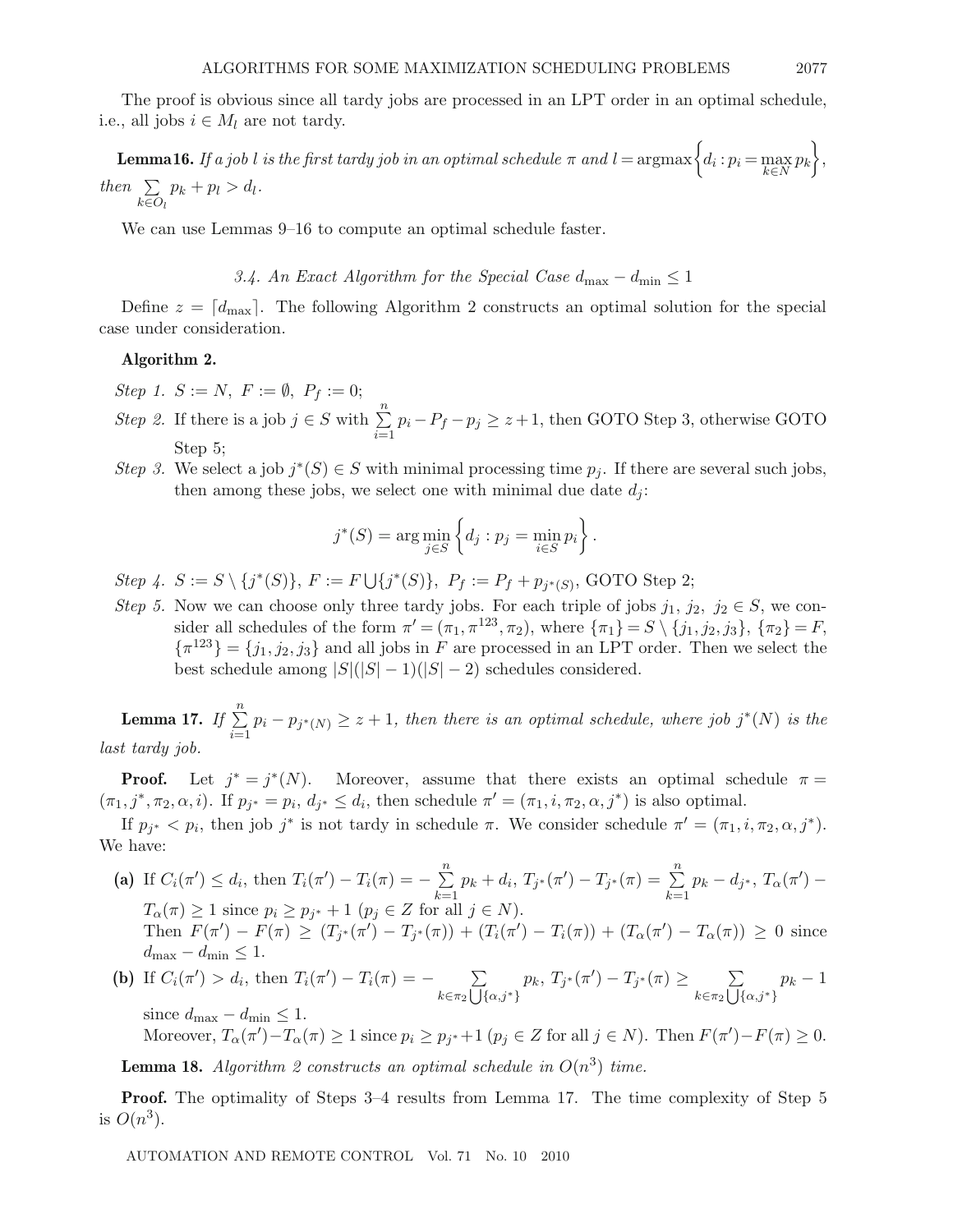The proof is obvious since all tardy jobs are processed in an LPT order in an optimal schedule, i.e., all jobs $i \in M_l$ are not tardy.

**Lemma 16.** *If a job $l$ is the first tardy job in an optimal schedule $\pi$ and $l = \text{argmax}\left\{d_i : p_i = \max_{k \in N} p_k\right\}$, then $\sum_{k \in O_l} p_k + p_l > d_l$.*

We can use Lemmas 9–16 to compute an optimal schedule faster.

### *3.4. An Exact Algorithm for the Special Case $d_{\max} - d_{\min} \leq 1$*

Define $z = \lceil d_{\max} \rceil$. The following Algorithm 2 constructs an optimal solution for the special case under consideration.

**Algorithm 2.**

*Step 1.* $S := N$, $F := \emptyset$, $P_f := 0$;

*Step 2.* If there is a job $j \in S$ with $\sum_{i=1}^{n} p_i - P_f - p_j \geq z + 1$, then GOTO Step 3, otherwise GOTO Step 5;

*Step 3.* We select a job $j^*(S) \in S$ with minimal processing time $p_j$. If there are several such jobs, then among these jobs, we select one with minimal due date $d_j$:

$$j^*(S) = \arg\min_{j \in S} \left\{ d_j : p_j = \min_{i \in S} p_i \right\}.$$

*Step 4.* $S := S \setminus \{j^*(S)\}$, $F := F \bigcup \{j^*(S)\}$, $P_f := P_f + p_{j^*(S)}$, GOTO Step 2;

*Step 5.* Now we can choose only three tardy jobs. For each triple of jobs $j_1, j_2, j_2 \in S$, we consider all schedules of the form $\pi' = (\pi_1, \pi^{123}, \pi_2)$, where $\{\pi_1\} = S \setminus \{j_1, j_2, j_3\}$, $\{\pi_2\} = F$, $\{\pi^{123}\} = \{j_1, j_2, j_3\}$ and all jobs in $F$ are processed in an LPT order. Then we select the best schedule among $|S|(|S| - 1)(|S| - 2)$ schedules considered.

**Lemma 17.** *If $\sum_{i=1}^{n} p_i - p_{j^*(N)} \geq z + 1$, then there is an optimal schedule, where job $j^*(N)$ is the last tardy job.*

**Proof.** Let $j^* = j^*(N)$. Moreover, assume that there exists an optimal schedule $\pi = (\pi_1, j^*, \pi_2, \alpha, i)$. If $p_{j^*} = p_i$, $d_{j^*} \leq d_i$, then schedule $\pi' = (\pi_1, i, \pi_2, \alpha, j^*)$ is also optimal.

If $p_{j^*} < p_i$, then job $j^*$ is not tardy in schedule $\pi$. We consider schedule $\pi' = (\pi_1, i, \pi_2, \alpha, j^*)$. We have:

**(a)** If $C_i(\pi') \leq d_i$, then $T_i(\pi') - T_i(\pi) = -\sum_{k=1}^{n} p_k + d_i$, $T_{j^*}(\pi') - T_{j^*}(\pi) = \sum_{k=1}^{n} p_k - d_{j^*}$, $T_\alpha(\pi') - T_\alpha(\pi) \geq 1$ since $p_i \geq p_{j^*} + 1$ ($p_j \in Z$ for all $j \in N$).
Then $F(\pi') - F(\pi) \geq (T_{j^*}(\pi') - T_{j^*}(\pi)) + (T_i(\pi') - T_i(\pi)) + (T_\alpha(\pi') - T_\alpha(\pi)) \geq 0$ since $d_{\max} - d_{\min} \leq 1$.

**(b)** If $C_i(\pi') > d_i$, then $T_i(\pi') - T_i(\pi) = -\sum_{k \in \pi_2 \bigcup \{\alpha, j^*\}} p_k$, $T_{j^*}(\pi') - T_{j^*}(\pi) \geq \sum_{k \in \pi_2 \bigcup \{\alpha, j^*\}} p_k - 1$ since $d_{\max} - d_{\min} \leq 1$.
Moreover, $T_\alpha(\pi') - T_\alpha(\pi) \geq 1$ since $p_i \geq p_{j^*} + 1$ ($p_j \in Z$ for all $j \in N$). Then $F(\pi') - F(\pi) \geq 0$.

**Lemma 18.** *Algorithm 2 constructs an optimal schedule in $O(n^3)$ time.*

**Proof.** The optimality of Steps 3–4 results from Lemma 17. The time complexity of Step 5 is $O(n^3)$.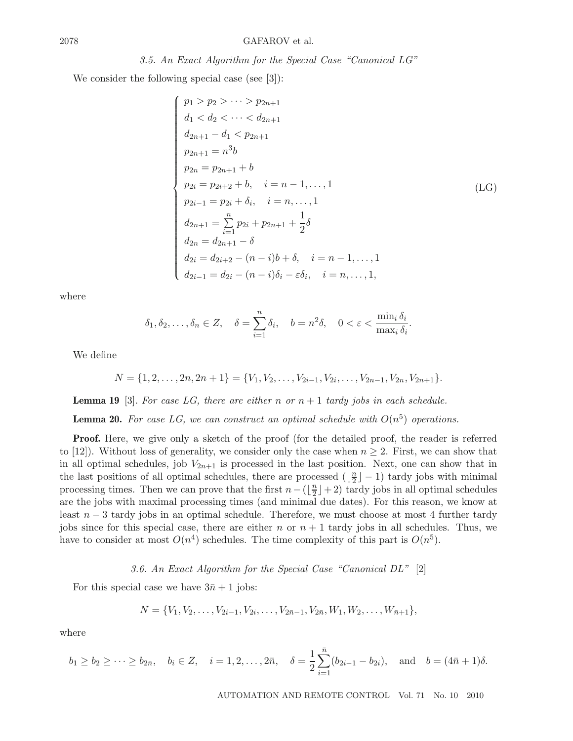### 3.5. An Exact Algorithm for the Special Case "Canonical LG"

We consider the following special case (see [3]):

$$
\begin{cases}
p_1 > p_2 > \cdots > p_{2n+1} \\
d_1 < d_2 < \cdots < d_{2n+1} \\
d_{2n+1} - d_1 < p_{2n+1} \\
p_{2n+1} = n^3 b \\
p_{2n} = p_{2n+1} + b \\
p_{2i} = p_{2i+2} + b, \quad i = n-1, \ldots, 1 \\
p_{2i-1} = p_{2i} + \delta_i, \quad i = n, \ldots, 1 \\
d_{2n+1} = \sum\limits_{i=1}^{n} p_{2i} + p_{2n+1} + \dfrac{1}{2}\delta \\
d_{2n} = d_{2n+1} - \delta \\
d_{2i} = d_{2i+2} - (n-i)b + \delta, \quad i = n-1, \ldots, 1 \\
d_{2i-1} = d_{2i} - (n-i)\delta_i - \varepsilon\delta_i, \quad i = n, \ldots, 1,
\end{cases}
\tag{LG}
$$

where

$$
\delta_1, \delta_2, \ldots, \delta_n \in Z, \quad \delta = \sum_{i=1}^{n} \delta_i, \quad b = n^2\delta, \quad 0 < \varepsilon < \frac{\min_i \delta_i}{\max_i \delta_i}.
$$

We define

$$
N = \{1, 2, \ldots, 2n, 2n+1\} = \{V_1, V_2, \ldots, V_{2i-1}, V_{2i}, \ldots, V_{2n-1}, V_{2n}, V_{2n+1}\}.
$$

**Lemma 19** [3]. *For case LG, there are either $n$ or $n+1$ tardy jobs in each schedule.*

**Lemma 20.** *For case LG, we can construct an optimal schedule with $O(n^5)$ operations.*

**Proof.** Here, we give only a sketch of the proof (for the detailed proof, the reader is referred to [12]). Without loss of generality, we consider only the case when $n \geq 2$. First, we can show that in all optimal schedules, job $V_{2n+1}$ is processed in the last position. Next, one can show that in the last positions of all optimal schedules, there are processed $(\lfloor \frac{n}{2} \rfloor - 1)$ tardy jobs with minimal processing times. Then we can prove that the first $n - (\lfloor \frac{n}{2} \rfloor + 2)$ tardy jobs in all optimal schedules are the jobs with maximal processing times (and minimal due dates). For this reason, we know at least $n-3$ tardy jobs in an optimal schedule. Therefore, we must choose at most 4 further tardy jobs since for this special case, there are either $n$ or $n+1$ tardy jobs in all schedules. Thus, we have to consider at most $O(n^4)$ schedules. The time complexity of this part is $O(n^5)$.

### 3.6. An Exact Algorithm for the Special Case "Canonical DL" [2]

For this special case we have $3\bar{n} + 1$ jobs:

$$
N = \{V_1, V_2, \ldots, V_{2i-1}, V_{2i}, \ldots, V_{2\bar{n}-1}, V_{2\bar{n}}, W_1, W_2, \ldots, W_{\bar{n}+1}\},
$$

where

$$
b_1 \geq b_2 \geq \cdots \geq b_{2\bar{n}}, \quad b_i \in Z, \quad i = 1, 2, \ldots, 2\bar{n}, \quad \delta = \frac{1}{2}\sum_{i=1}^{\bar{n}} (b_{2i-1} - b_{2i}), \quad \text{and} \quad b = (4\bar{n}+1)\delta.
$$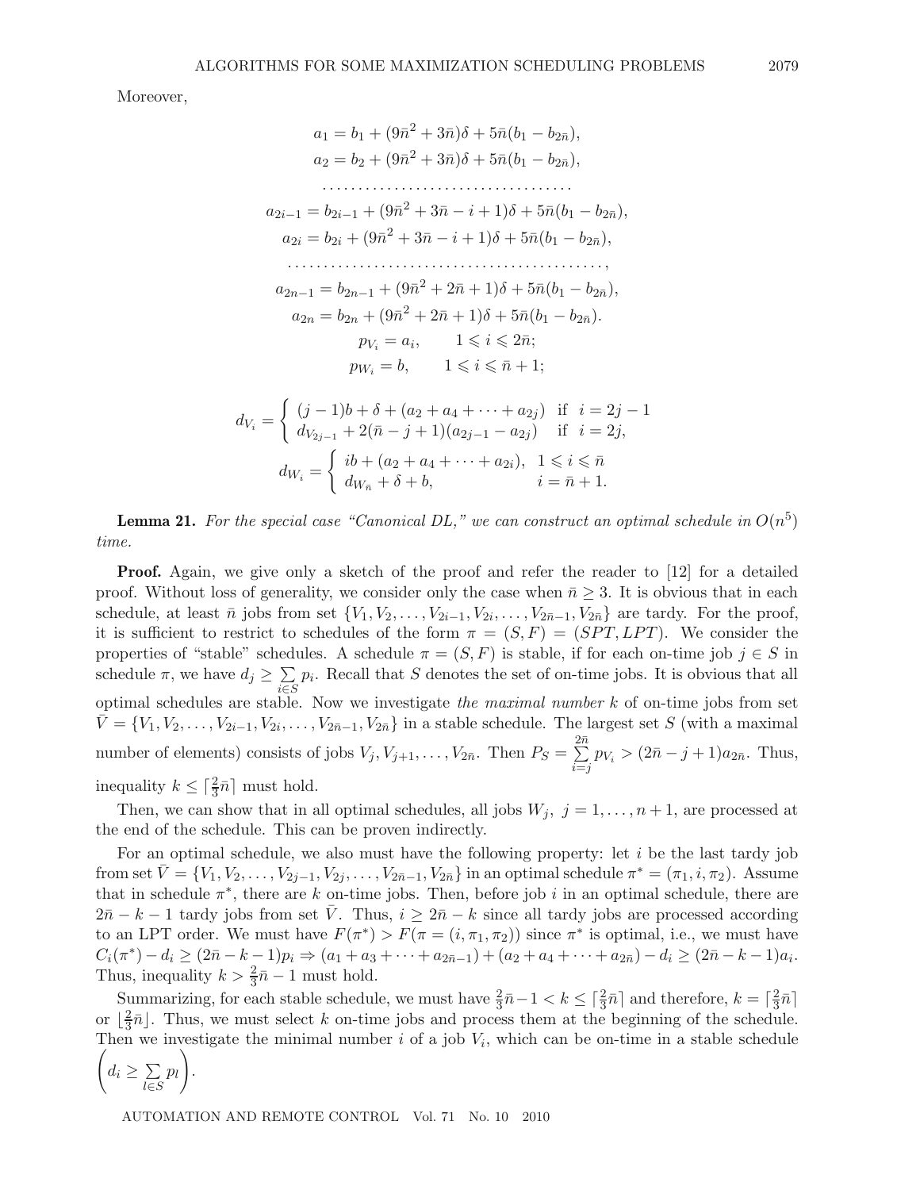Moreover,

$$
\begin{aligned}
a_1 &= b_1 + (9\bar{n}^2 + 3\bar{n})\delta + 5\bar{n}(b_1 - b_{2\bar{n}}),\\
a_2 &= b_2 + (9\bar{n}^2 + 3\bar{n})\delta + 5\bar{n}(b_1 - b_{2\bar{n}}),\\
&\ldots\ldots\ldots\ldots\ldots\ldots\ldots\ldots\ldots\ldots\ldots\\
a_{2i-1} &= b_{2i-1} + (9\bar{n}^2 + 3\bar{n} - i + 1)\delta + 5\bar{n}(b_1 - b_{2\bar{n}}),\\
a_{2i} &= b_{2i} + (9\bar{n}^2 + 3\bar{n} - i + 1)\delta + 5\bar{n}(b_1 - b_{2\bar{n}}),\\
&\ldots\ldots\ldots\ldots\ldots\ldots\ldots\ldots\ldots\ldots\ldots\ldots\ldots,\\
a_{2n-1} &= b_{2n-1} + (9\bar{n}^2 + 2\bar{n} + 1)\delta + 5\bar{n}(b_1 - b_{2\bar{n}}),\\
a_{2n} &= b_{2n} + (9\bar{n}^2 + 2\bar{n} + 1)\delta + 5\bar{n}(b_1 - b_{2\bar{n}}).
\end{aligned}
$$

$$
p_{V_i} = a_i, \qquad 1 \leqslant i \leqslant 2\bar{n};
$$

$$
p_{W_i} = b, \qquad 1 \leqslant i \leqslant \bar{n} + 1;
$$

$$
d_{V_i} = \begin{cases} (j-1)b + \delta + (a_2 + a_4 + \cdots + a_{2j}) & \text{if } \ i = 2j-1 \\ d_{V_{2j-1}} + 2(\bar{n} - j + 1)(a_{2j-1} - a_{2j}) & \text{if } \ i = 2j, \end{cases}
$$

$$
d_{W_i} = \begin{cases} ib + (a_2 + a_4 + \cdots + a_{2i}), & 1 \leqslant i \leqslant \bar{n} \\ d_{W_{\bar{n}}} + \delta + b, & i = \bar{n} + 1. \end{cases}
$$

**Lemma 21.** *For the special case "Canonical DL," we can construct an optimal schedule in $O(n^5)$ time.*

**Proof.** Again, we give only a sketch of the proof and refer the reader to [12] for a detailed proof. Without loss of generality, we consider only the case when $\bar{n} \geq 3$. It is obvious that in each schedule, at least $\bar{n}$ jobs from set $\{V_1, V_2, \ldots, V_{2i-1}, V_{2i}, \ldots, V_{2\bar{n}-1}, V_{2\bar{n}}\}$ are tardy. For the proof, it is sufficient to restrict to schedules of the form $\pi = (S, F) = (SPT, LPT)$. We consider the properties of "stable" schedules. A schedule $\pi = (S, F)$ is stable, if for each on-time job $j \in S$ in schedule $\pi$, we have $d_j \geq \sum_{i \in S} p_i$. Recall that $S$ denotes the set of on-time jobs. It is obvious that all optimal schedules are stable. Now we investigate *the maximal number* $k$ of on-time jobs from set $\bar{V} = \{V_1, V_2, \ldots, V_{2i-1}, V_{2i}, \ldots, V_{2\bar{n}-1}, V_{2\bar{n}}\}$ in a stable schedule. The largest set $S$ (with a maximal number of elements) consists of jobs $V_j, V_{j+1}, \ldots, V_{2\bar{n}}$. Then $P_S = \sum_{i=j}^{2\bar{n}} p_{V_i} > (2\bar{n} - j + 1)a_{2\bar{n}}$. Thus, inequality $k \leq \lceil \frac{2}{3}\bar{n} \rceil$ must hold.

Then, we can show that in all optimal schedules, all jobs $W_j$, $j = 1, \ldots, n+1$, are processed at the end of the schedule. This can be proven indirectly.

For an optimal schedule, we also must have the following property: let $i$ be the last tardy job from set $\bar{V} = \{V_1, V_2, \ldots, V_{2j-1}, V_{2j}, \ldots, V_{2\bar{n}-1}, V_{2\bar{n}}\}$ in an optimal schedule $\pi^* = (\pi_1, i, \pi_2)$. Assume that in schedule $\pi^*$, there are $k$ on-time jobs. Then, before job $i$ in an optimal schedule, there are $2\bar{n} - k - 1$ tardy jobs from set $\bar{V}$. Thus, $i \geq 2\bar{n} - k$ since all tardy jobs are processed according to an LPT order. We must have $F(\pi^*) > F(\pi = (i, \pi_1, \pi_2))$ since $\pi^*$ is optimal, i.e., we must have $C_i(\pi^*) - d_i \geq (2\bar{n} - k - 1)p_i \Rightarrow (a_1 + a_3 + \cdots + a_{2\bar{n}-1}) + (a_2 + a_4 + \cdots + a_{2\bar{n}}) - d_i \geq (2\bar{n} - k - 1)a_i$. Thus, inequality $k > \frac{2}{3}\bar{n} - 1$ must hold.

Summarizing, for each stable schedule, we must have $\frac{2}{3}\bar{n} - 1 < k \leq \lceil \frac{2}{3}\bar{n} \rceil$ and therefore, $k = \lceil \frac{2}{3}\bar{n} \rceil$ or $\lfloor \frac{2}{3}\bar{n} \rfloor$. Thus, we must select $k$ on-time jobs and process them at the beginning of the schedule. Then we investigate the minimal number $i$ of a job $V_i$, which can be on-time in a stable schedule $\left(d_i \geq \sum_{l \in S} p_l\right)$.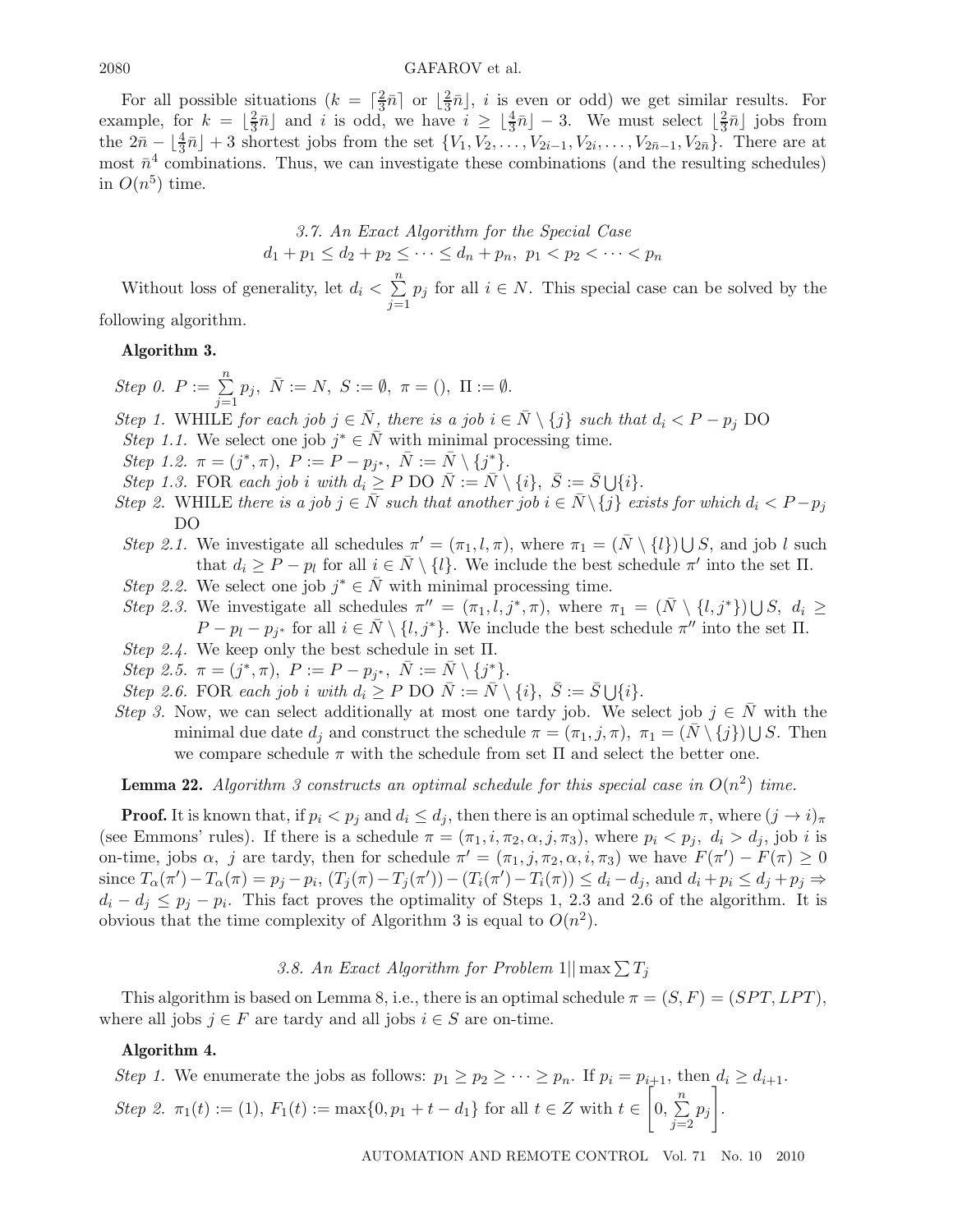For all possible situations ($k = \lceil \frac{2}{3}\bar{n} \rceil$ or $\lfloor \frac{2}{3}\bar{n} \rfloor$, $i$ is even or odd) we get similar results. For example, for $k = \lfloor \frac{2}{3}\bar{n} \rfloor$ and $i$ is odd, we have $i \geq \lfloor \frac{4}{3}\bar{n} \rfloor - 3$. We must select $\lfloor \frac{2}{3}\bar{n} \rfloor$ jobs from the $2\bar{n} - \lfloor \frac{4}{3}\bar{n} \rfloor + 3$ shortest jobs from the set $\{V_1, V_2, \ldots, V_{2i-1}, V_{2i}, \ldots, V_{2\bar{n}-1}, V_{2\bar{n}}\}$. There are at most $\bar{n}^4$ combinations. Thus, we can investigate these combinations (and the resulting schedules) in $O(n^5)$ time.

### *3.7. An Exact Algorithm for the Special Case* $d_1 + p_1 \leq d_2 + p_2 \leq \cdots \leq d_n + p_n,\ p_1 < p_2 < \cdots < p_n$

Without loss of generality, let $d_i < \sum_{j=1}^{n} p_j$ for all $i \in N$. This special case can be solved by the following algorithm.

**Algorithm 3.**

*Step 0.* $P := \sum_{j=1}^{n} p_j,\ \bar{N} := N,\ S := \emptyset,\ \pi = (),\ \Pi := \emptyset$.

*Step 1.* WHILE *for each job* $j \in \bar{N}$, *there is a job* $i \in \bar{N} \setminus \{j\}$ *such that* $d_i < P - p_j$ DO

*Step 1.1.* We select one job $j^* \in \bar{N}$ with minimal processing time.

*Step 1.2.* $\pi = (j^*, \pi),\ P := P - p_{j^*},\ \bar{N} := \bar{N} \setminus \{j^*\}$.

*Step 1.3.* FOR *each job* $i$ *with* $d_i \geq P$ DO $\bar{N} := \bar{N} \setminus \{i\},\ \bar{S} := \bar{S} \bigcup \{i\}$.

*Step 2.* WHILE *there is a job* $j \in \bar{N}$ *such that another job* $i \in \bar{N} \setminus \{j\}$ *exists for which* $d_i < P - p_j$ DO

*Step 2.1.* We investigate all schedules $\pi' = (\pi_1, l, \pi)$, where $\pi_1 = (\bar{N} \setminus \{l\}) \bigcup S$, and job $l$ such that $d_i \geq P - p_l$ for all $i \in \bar{N} \setminus \{l\}$. We include the best schedule $\pi'$ into the set $\Pi$.

*Step 2.2.* We select one job $j^* \in \bar{N}$ with minimal processing time.

*Step 2.3.* We investigate all schedules $\pi'' = (\pi_1, l, j^*, \pi)$, where $\pi_1 = (\bar{N} \setminus \{l, j^*\}) \bigcup S$, $d_i \geq P - p_l - p_{j^*}$ for all $i \in \bar{N} \setminus \{l, j^*\}$. We include the best schedule $\pi''$ into the set $\Pi$.

*Step 2.4.* We keep only the best schedule in set $\Pi$.

*Step 2.5.* $\pi = (j^*, \pi),\ P := P - p_{j^*},\ \bar{N} := \bar{N} \setminus \{j^*\}$.

*Step 2.6.* FOR *each job* $i$ *with* $d_i \geq P$ DO $\bar{N} := \bar{N} \setminus \{i\},\ \bar{S} := \bar{S} \bigcup \{i\}$.

*Step 3.* Now, we can select additionally at most one tardy job. We select job $j \in \bar{N}$ with the minimal due date $d_j$ and construct the schedule $\pi = (\pi_1, j, \pi)$, $\pi_1 = (\bar{N} \setminus \{j\}) \bigcup S$. Then we compare schedule $\pi$ with the schedule from set $\Pi$ and select the better one.

**Lemma 22.** *Algorithm 3 constructs an optimal schedule for this special case in* $O(n^2)$ *time.*

**Proof.** It is known that, if $p_i < p_j$ and $d_i \leq d_j$, then there is an optimal schedule $\pi$, where $(j \to i)_\pi$ (see Emmons' rules). If there is a schedule $\pi = (\pi_1, i, \pi_2, \alpha, j, \pi_3)$, where $p_i < p_j$, $d_i > d_j$, job $i$ is on-time, jobs $\alpha$, $j$ are tardy, then for schedule $\pi' = (\pi_1, j, \pi_2, \alpha, i, \pi_3)$ we have $F(\pi') - F(\pi) \geq 0$ since $T_\alpha(\pi') - T_\alpha(\pi) = p_j - p_i$, $(T_j(\pi) - T_j(\pi')) - (T_i(\pi') - T_i(\pi)) \leq d_i - d_j$, and $d_i + p_i \leq d_j + p_j \Rightarrow d_i - d_j \leq p_j - p_i$. This fact proves the optimality of Steps 1, 2.3 and 2.6 of the algorithm. It is obvious that the time complexity of Algorithm 3 is equal to $O(n^2)$.

### *3.8. An Exact Algorithm for Problem* $1||\max \sum T_j$

This algorithm is based on Lemma 8, i.e., there is an optimal schedule $\pi = (S, F) = (SPT, LPT)$, where all jobs $j \in F$ are tardy and all jobs $i \in S$ are on-time.

**Algorithm 4.**

*Step 1.* We enumerate the jobs as follows: $p_1 \geq p_2 \geq \cdots \geq p_n$. If $p_i = p_{i+1}$, then $d_i \geq d_{i+1}$.

*Step 2.* $\pi_1(t) := (1)$, $F_1(t) := \max\{0, p_1 + t - d_1\}$ for all $t \in Z$ with $t \in \left[0, \sum_{j=2}^{n} p_j\right]$.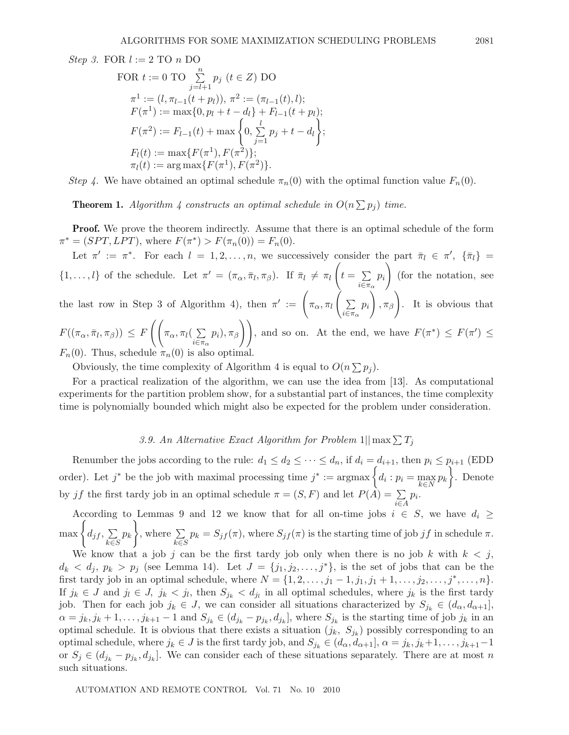*Step 3.* FOR $l := 2$ TO $n$ DO

$$
\begin{aligned}
&\text{FOR } t := 0 \text{ TO } \sum_{j=l+1}^{n} p_j \ (t \in Z) \text{ DO}\\
&\quad \pi^1 := (l, \pi_{l-1}(t + p_l)),\ \pi^2 := (\pi_{l-1}(t), l);\\
&\quad F(\pi^1) := \max\{0, p_l + t - d_l\} + F_{l-1}(t + p_l);\\
&\quad F(\pi^2) := F_{l-1}(t) + \max\left\{0, \sum_{j=1}^{l} p_j + t - d_l\right\};\\
&\quad F_l(t) := \max\{F(\pi^1), F(\pi^2)\};\\
&\quad \pi_l(t) := \arg\max\{F(\pi^1), F(\pi^2)\}.
\end{aligned}
$$

*Step 4.* We have obtained an optimal schedule $\pi_n(0)$ with the optimal function value $F_n(0)$.

**Theorem 1.** *Algorithm 4 constructs an optimal schedule in $O(n \sum p_j)$ time.*

**Proof.** We prove the theorem indirectly. Assume that there is an optimal schedule of the form $\pi^* = (SPT, LPT)$, where $F(\pi^*) > F(\pi_n(0)) = F_n(0)$.

Let $\pi' := \pi^*$. For each $l = 1, 2, \ldots, n$, we successively consider the part $\bar{\pi}_l \in \pi'$, $\{\bar{\pi}_l\} = \{1, \ldots, l\}$ of the schedule. Let $\pi' = (\pi_\alpha, \bar{\pi}_l, \pi_\beta)$. If $\bar{\pi}_l \neq \pi_l \left(t = \sum_{i \in \pi_\alpha} p_i\right)$ (for the notation, see the last row in Step 3 of Algorithm 4), then $\pi' := \left(\pi_\alpha, \pi_l\left(\sum_{i \in \pi_\alpha} p_i\right), \pi_\beta\right)$. It is obvious that $F((\pi_\alpha, \bar{\pi}_l, \pi_\beta)) \leq F\left(\left(\pi_\alpha, \pi_l(\sum_{i \in \pi_\alpha} p_i), \pi_\beta\right)\right)$, and so on. At the end, we have $F(\pi^*) \leq F(\pi') \leq F_n(0)$. Thus, schedule $\pi_n(0)$ is also optimal.

Obviously, the time complexity of Algorithm 4 is equal to $O(n \sum p_j)$.

For a practical realization of the algorithm, we can use the idea from [13]. As computational experiments for the partition problem show, for a substantial part of instances, the time complexity time is polynomially bounded which might also be expected for the problem under consideration.

### *3.9. An Alternative Exact Algorithm for Problem* $1||\max \sum T_j$

Renumber the jobs according to the rule: $d_1 \leq d_2 \leq \cdots \leq d_n$, if $d_i = d_{i+1}$, then $p_i \leq p_{i+1}$ (EDD order). Let $j^*$ be the job with maximal processing time $j^* := \text{argmax}\left\{d_i : p_i = \max_{k \in N} p_k\right\}$. Denote by $jf$ the first tardy job in an optimal schedule $\pi = (S, F)$ and let $P(A) = \sum_{i \in A} p_i$.

According to Lemmas 9 and 12 we know that for all on-time jobs $i \in S$, we have $d_i \geq \max\left\{d_{jf}, \sum_{k \in S} p_k\right\}$, where $\sum_{k \in S} p_k = S_{jf}(\pi)$, where $S_{jf}(\pi)$ is the starting time of job $jf$ in schedule $\pi$.

We know that a job $j$ can be the first tardy job only when there is no job $k$ with $k < j$, $d_k < d_j$, $p_k > p_j$ (see Lemma 14). Let $J = \{j_1, j_2, \ldots, j^*\}$, is the set of jobs that can be the first tardy job in an optimal schedule, where $N = \{1, 2, \ldots, j_1 - 1, j_1, j_1 + 1, \ldots, j_2, \ldots, j^*, \ldots, n\}$. If $j_k \in J$ and $j_l \in J$, $j_k < j_l$, then $S_{j_k} < d_{j_l}$ in all optimal schedules, where $j_k$ is the first tardy job. Then for each job $j_k \in J$, we can consider all situations characterized by $S_{j_k} \in (d_\alpha, d_{\alpha+1}]$, $\alpha = j_k, j_k + 1, \ldots, j_{k+1} - 1$ and $S_{j_k} \in (d_{j_k} - p_{j_k}, d_{j_k}]$, where $S_{j_k}$ is the starting time of job $j_k$ in an optimal schedule. It is obvious that there exists a situation $(j_k,\ S_{j_k})$ possibly corresponding to an optimal schedule, where $j_k \in J$ is the first tardy job, and $S_{j_k} \in (d_\alpha, d_{\alpha+1}]$, $\alpha = j_k, j_k+1, \ldots, j_{k+1}-1$ or $S_j \in (d_{j_k} - p_{j_k}, d_{j_k}]$. We can consider each of these situations separately. There are at most $n$ such situations.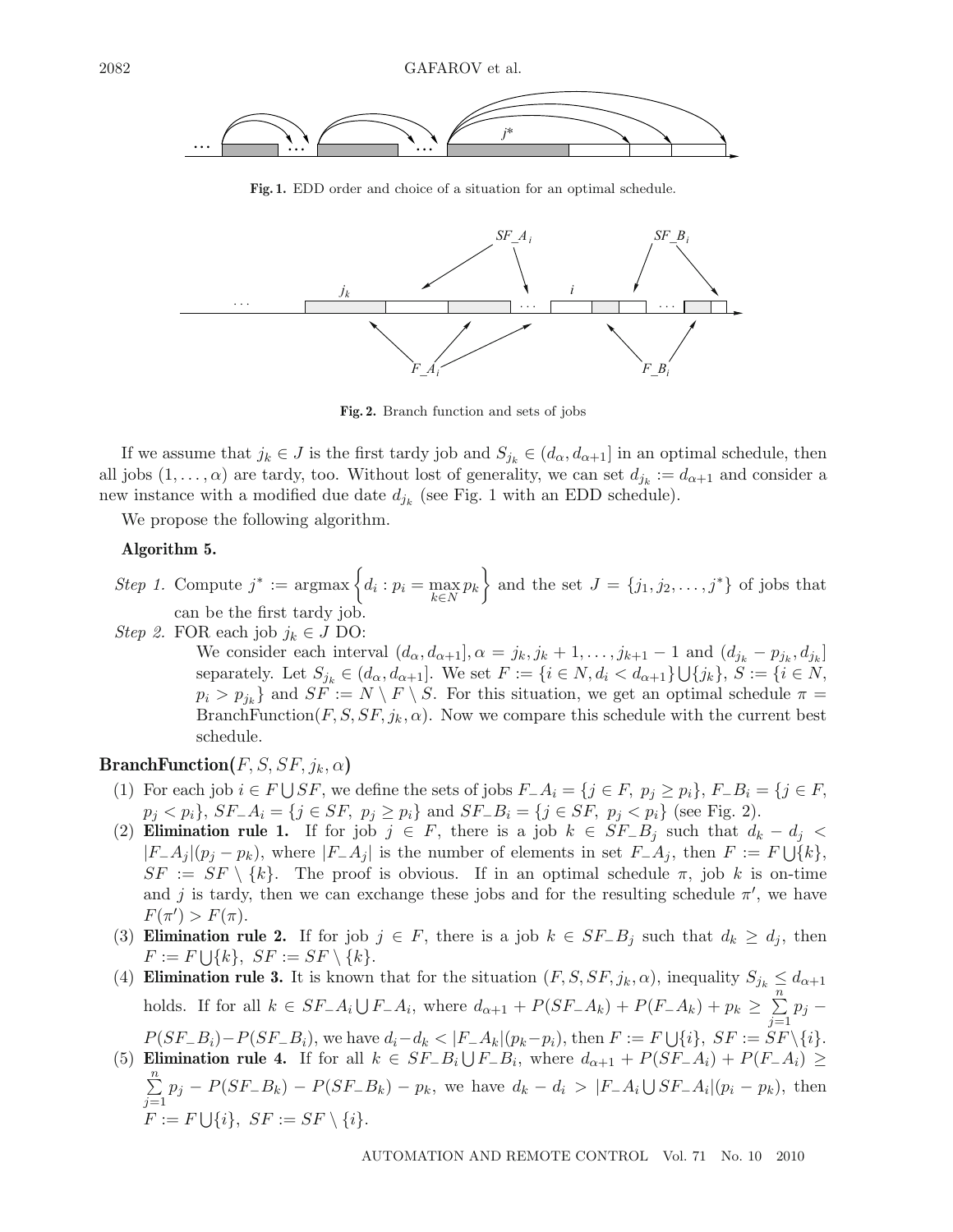Fig. 1. EDD order and choice of a situation for an optimal schedule.

Fig. 2. Branch function and sets of jobs

If we assume that $j_k \in J$ is the first tardy job and $S_{j_k} \in (d_\alpha, d_{\alpha+1}]$ in an optimal schedule, then all jobs $(1, \dots, \alpha)$ are tardy, too. Without lost of generality, we can set $d_{j_k} := d_{\alpha+1}$ and consider a new instance with a modified due date $d_{j_k}$ (see Fig. 1 with an EDD schedule).

We propose the following algorithm.

**Algorithm 5.**

*Step 1.* Compute $j^* := \operatorname{argmax}\left\{d_i : p_i = \max_{k \in N} p_k\right\}$ and the set $J = \{j_1, j_2, \dots, j^*\}$ of jobs that can be the first tardy job.

*Step 2.* FOR each job $j_k \in J$ DO:

We consider each interval $(d_\alpha, d_{\alpha+1}], \alpha = j_k, j_k + 1, \dots, j_{k+1} - 1$ and $(d_{j_k} - p_{j_k}, d_{j_k}]$ separately. Let $S_{j_k} \in (d_\alpha, d_{\alpha+1}]$. We set $F := \{i \in N, d_i < d_{\alpha+1}\} \bigcup \{j_k\}$, $S := \{i \in N, p_i > p_{j_k}\}$ and $SF := N \setminus F \setminus S$. For this situation, we get an optimal schedule $\pi =$ BranchFunction$(F, S, SF, j_k, \alpha)$. Now we compare this schedule with the current best schedule.

**BranchFunction**$(F, S, SF, j_k, \alpha)$

(1) For each job $i \in F \bigcup SF$, we define the sets of jobs $F\_A_i = \{j \in F,\ p_j \geq p_i\}$, $F\_B_i = \{j \in F,\ p_j < p_i\}$, $SF\_A_i = \{j \in SF,\ p_j \geq p_i\}$ and $SF\_B_i = \{j \in SF,\ p_j < p_i\}$ (see Fig. 2).

(2) **Elimination rule 1.** If for job $j \in F$, there is a job $k \in SF\_B_j$ such that $d_k - d_j < |F\_A_j|(p_j - p_k)$, where $|F\_A_j|$ is the number of elements in set $F\_A_j$, then $F := F \bigcup \{k\}$, $SF := SF \setminus \{k\}$. The proof is obvious. If in an optimal schedule $\pi$, job $k$ is on-time and $j$ is tardy, then we can exchange these jobs and for the resulting schedule $\pi'$, we have $F(\pi') > F(\pi)$.

(3) **Elimination rule 2.** If for job $j \in F$, there is a job $k \in SF\_B_j$ such that $d_k \geq d_j$, then $F := F \bigcup \{k\},\ SF := SF \setminus \{k\}$.

(4) **Elimination rule 3.** It is known that for the situation $(F, S, SF, j_k, \alpha)$, inequality $S_{j_k} \leq d_{\alpha+1}$ holds. If for all $k \in SF\_A_i \bigcup F\_A_i$, where $d_{\alpha+1} + P(SF\_A_k) + P(F\_A_k) + p_k \geq \sum_{j=1}^{n} p_j - P(SF\_B_i) - P(SF\_B_i)$, we have $d_i - d_k < |F\_A_k|(p_k - p_i)$, then $F := F \bigcup \{i\},\ SF := SF \setminus \{i\}$.

(5) **Elimination rule 4.** If for all $k \in SF\_B_i \bigcup F\_B_i$, where $d_{\alpha+1} + P(SF\_A_i) + P(F\_A_i) \geq \sum_{j=1}^{n} p_j - P(SF\_B_k) - P(SF\_B_k) - p_k$, we have $d_k - d_i > |F\_A_i \bigcup SF\_A_i|(p_i - p_k)$, then $F := F \bigcup \{i\},\ SF := SF \setminus \{i\}$.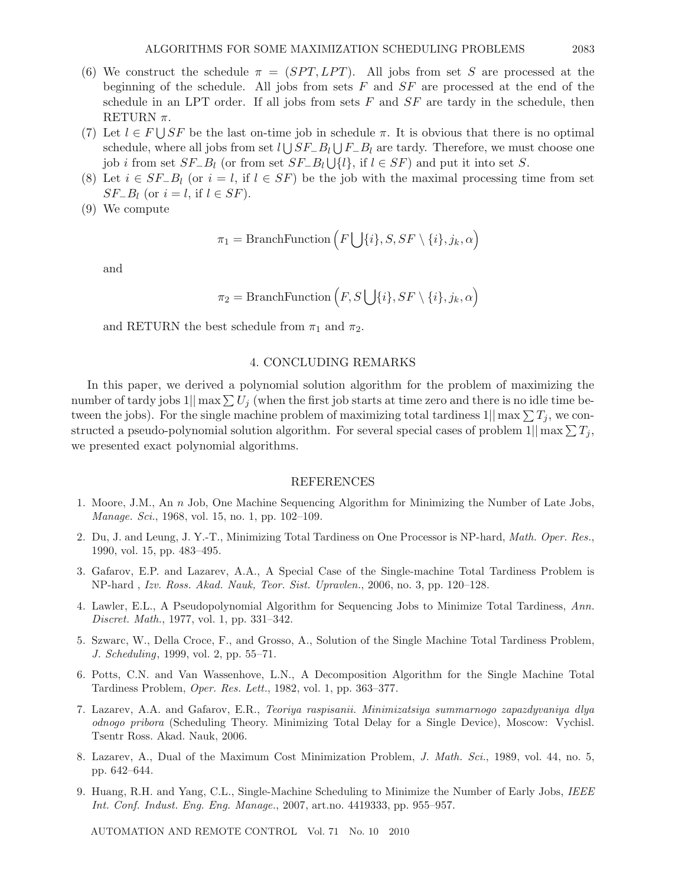(6) We construct the schedule $\pi = (SPT, LPT)$. All jobs from set $S$ are processed at the beginning of the schedule. All jobs from sets $F$ and $SF$ are processed at the end of the schedule in an LPT order. If all jobs from sets $F$ and $SF$ are tardy in the schedule, then RETURN $\pi$.

(7) Let $l \in F \bigcup SF$ be the last on-time job in schedule $\pi$. It is obvious that there is no optimal schedule, where all jobs from set $l \bigcup SF\_B_l \bigcup F\_B_l$ are tardy. Therefore, we must choose one job $i$ from set $SF\_B_l$ (or from set $SF\_B_l \bigcup \{l\}$, if $l \in SF$) and put it into set $S$.

(8) Let $i \in SF\_B_l$ (or $i = l$, if $l \in SF$) be the job with the maximal processing time from set $SF\_B_l$ (or $i = l$, if $l \in SF$).

(9) We compute

$$\pi_1 = \text{BranchFunction}\left(F \bigcup \{i\}, S, SF \setminus \{i\}, j_k, \alpha\right)$$

and

$$\pi_2 = \text{BranchFunction}\left(F, S \bigcup \{i\}, SF \setminus \{i\}, j_k, \alpha\right)$$

and RETURN the best schedule from $\pi_1$ and $\pi_2$.

## 4. CONCLUDING REMARKS

In this paper, we derived a polynomial solution algorithm for the problem of maximizing the number of tardy jobs $1||\max \sum U_j$ (when the first job starts at time zero and there is no idle time between the jobs). For the single machine problem of maximizing total tardiness $1||\max \sum T_j$, we constructed a pseudo-polynomial solution algorithm. For several special cases of problem $1||\max \sum T_j$, we presented exact polynomial algorithms.

## REFERENCES

1. Moore, J.M., An $n$ Job, One Machine Sequencing Algorithm for Minimizing the Number of Late Jobs, *Manage. Sci.*, 1968, vol. 15, no. 1, pp. 102–109.
2. Du, J. and Leung, J. Y.-T., Minimizing Total Tardiness on One Processor is NP-hard, *Math. Oper. Res.*, 1990, vol. 15, pp. 483–495.
3. Gafarov, E.P. and Lazarev, A.A., A Special Case of the Single-machine Total Tardiness Problem is NP-hard , *Izv. Ross. Akad. Nauk, Teor. Sist. Upravlen.*, 2006, no. 3, pp. 120–128.
4. Lawler, E.L., A Pseudopolynomial Algorithm for Sequencing Jobs to Minimize Total Tardiness, *Ann. Discret. Math.*, 1977, vol. 1, pp. 331–342.
5. Szwarc, W., Della Croce, F., and Grosso, A., Solution of the Single Machine Total Tardiness Problem, *J. Scheduling*, 1999, vol. 2, pp. 55–71.
6. Potts, C.N. and Van Wassenhove, L.N., A Decomposition Algorithm for the Single Machine Total Tardiness Problem, *Oper. Res. Lett.*, 1982, vol. 1, pp. 363–377.
7. Lazarev, A.A. and Gafarov, E.R., *Teoriya raspisanii. Minimizatsiya summarnogo zapazdyvaniya dlya odnogo pribora* (Scheduling Theory. Minimizing Total Delay for a Single Device), Moscow: Vychisl. Tsentr Ross. Akad. Nauk, 2006.
8. Lazarev, A., Dual of the Maximum Cost Minimization Problem, *J. Math. Sci.*, 1989, vol. 44, no. 5, pp. 642–644.
9. Huang, R.H. and Yang, C.L., Single-Machine Scheduling to Minimize the Number of Early Jobs, *IEEE Int. Conf. Indust. Eng. Eng. Manage.*, 2007, art.no. 4419333, pp. 955–957.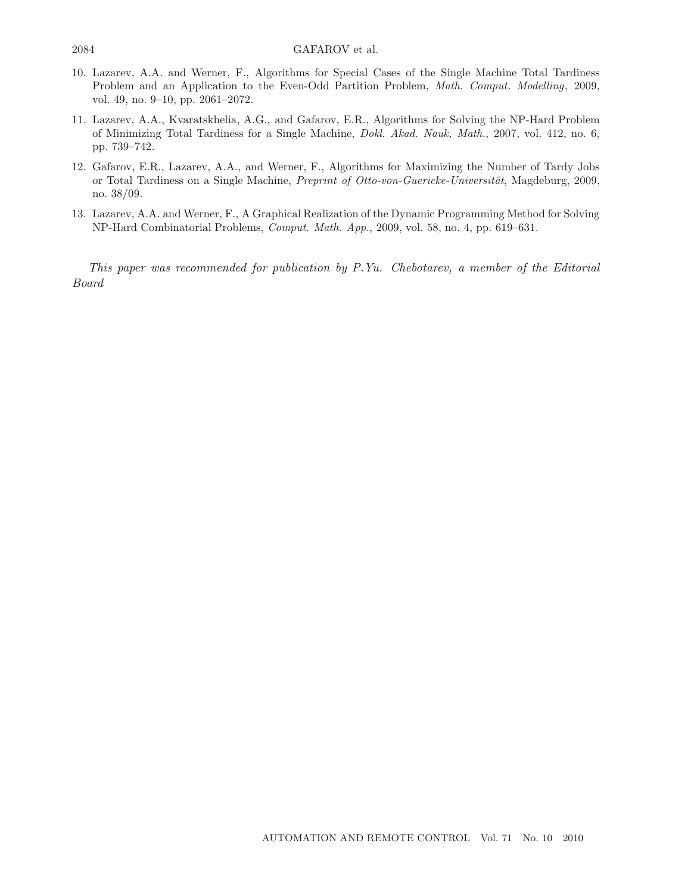10. Lazarev, A.A. and Werner, F., Algorithms for Special Cases of the Single Machine Total Tardiness Problem and an Application to the Even-Odd Partition Problem, *Math. Comput. Modelling*, 2009, vol. 49, no. 9–10, pp. 2061–2072.
11. Lazarev, A.A., Kvaratskhelia, A.G., and Gafarov, E.R., Algorithms for Solving the NP-Hard Problem of Minimizing Total Tardiness for a Single Machine, *Dokl. Akad. Nauk, Math.*, 2007, vol. 412, no. 6, pp. 739–742.
12. Gafarov, E.R., Lazarev, A.A., and Werner, F., Algorithms for Maximizing the Number of Tardy Jobs or Total Tardiness on a Single Machine, *Preprint of Otto-von-Guericke-Universität*, Magdeburg, 2009, no. 38/09.
13. Lazarev, A.A. and Werner, F., A Graphical Realization of the Dynamic Programming Method for Solving NP-Hard Combinatorial Problems, *Comput. Math. App.*, 2009, vol. 58, no. 4, pp. 619–631.

*This paper was recommended for publication by P.Yu. Chebotarev, a member of the Editorial Board*